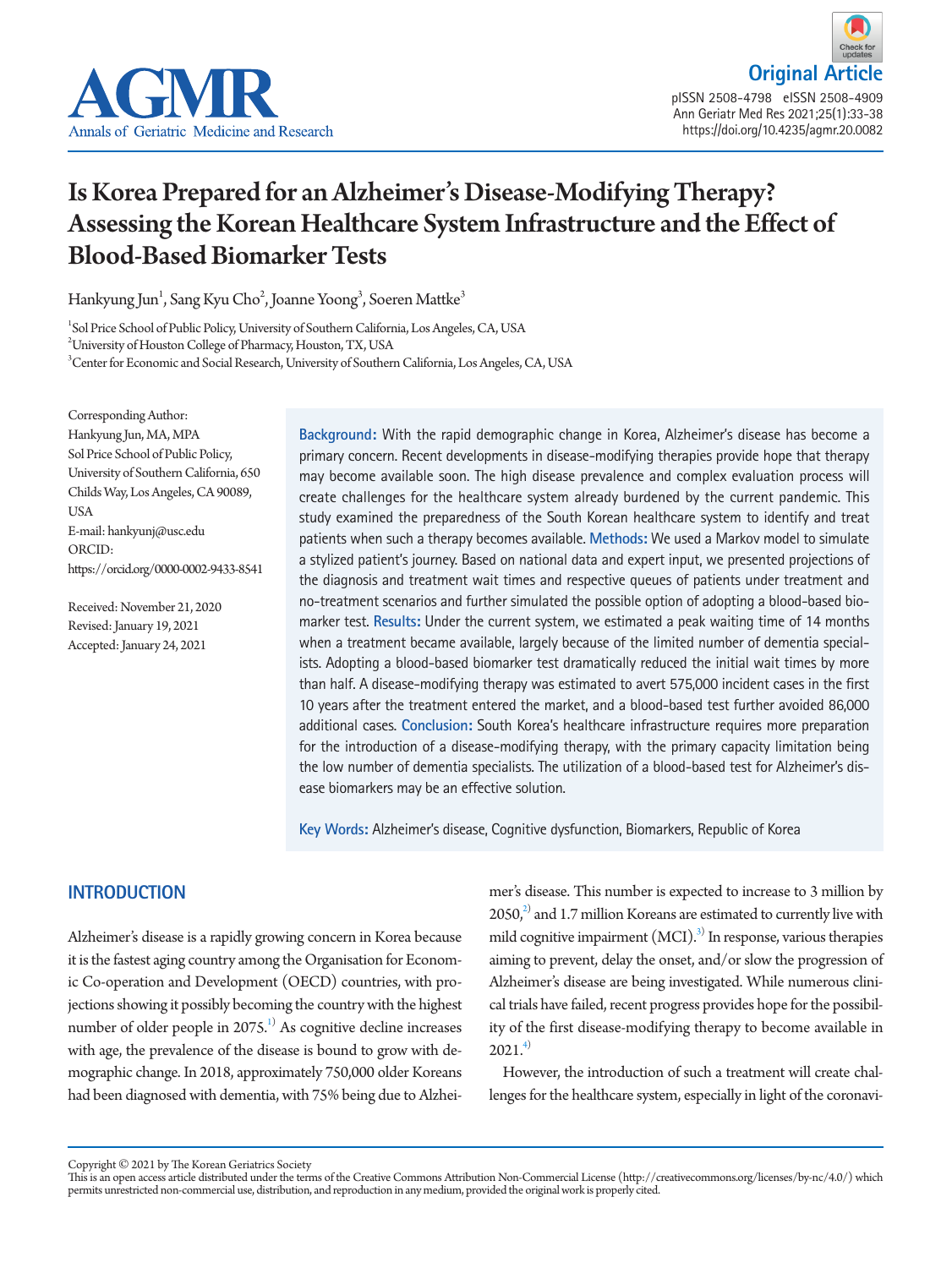Original Article

# Is Korea Prepared for an Alzheimer's Disease-Modifying Therapy? Assessing the Korean Healthcare System Infrastructure and the Effect of Blood-Based Biomarker Tests

Hankyung Jun[1], Sang Kyu Cho[2], Joanne Yoong[3], Soeren Mattke[3]

[1]Sol Price School of Public Policy, University of Southern California, Los Angeles, CA, USA
[2]University of Houston College of Pharmacy, Houston, TX, USA
[3]Center for Economic and Social Research, University of Southern California, Los Angeles, CA, USA

Corresponding Author:
Hankyung Jun, MA, MPA
Sol Price School of Public Policy, University of Southern California, 650 Childs Way, Los Angeles, CA 90089, USA
E-mail: hankyunj@usc.edu
ORCID: https://orcid.org/0000-0002-9433-8541

Received: November 21, 2020
Revised: January 19, 2021
Accepted: January 24, 2021

**Background:** With the rapid demographic change in Korea, Alzheimer's disease has become a primary concern. Recent developments in disease-modifying therapies provide hope that therapy may become available soon. The high disease prevalence and complex evaluation process will create challenges for the healthcare system already burdened by the current pandemic. This study examined the preparedness of the South Korean healthcare system to identify and treat patients when such a therapy becomes available. **Methods:** We used a Markov model to simulate a stylized patient's journey. Based on national data and expert input, we presented projections of the diagnosis and treatment wait times and respective queues of patients under treatment and no-treatment scenarios and further simulated the possible option of adopting a blood-based biomarker test. **Results:** Under the current system, we estimated a peak waiting time of 14 months when a treatment became available, largely because of the limited number of dementia specialists. Adopting a blood-based biomarker test dramatically reduced the initial wait times by more than half. A disease-modifying therapy was estimated to avert 575,000 incident cases in the first 10 years after the treatment entered the market, and a blood-based test further avoided 86,000 additional cases. **Conclusion:** South Korea's healthcare infrastructure requires more preparation for the introduction of a disease-modifying therapy, with the primary capacity limitation being the low number of dementia specialists. The utilization of a blood-based test for Alzheimer's disease biomarkers may be an effective solution.

**Key Words:** Alzheimer's disease, Cognitive dysfunction, Biomarkers, Republic of Korea

## INTRODUCTION

Alzheimer's disease is a rapidly growing concern in Korea because it is the fastest aging country among the Organisation for Economic Co-operation and Development (OECD) countries, with projections showing it possibly becoming the country with the highest number of older people in 2075.[1] As cognitive decline increases with age, the prevalence of the disease is bound to grow with demographic change. In 2018, approximately 750,000 older Koreans had been diagnosed with dementia, with 75% being due to Alzheimer's disease. This number is expected to increase to 3 million by 2050,[2] and 1.7 million Koreans are estimated to currently live with mild cognitive impairment (MCI).[3] In response, various therapies aiming to prevent, delay the onset, and/or slow the progression of Alzheimer's disease are being investigated. While numerous clinical trials have failed, recent progress provides hope for the possibility of the first disease-modifying therapy to become available in 2021.[4]

However, the introduction of such a treatment will create challenges for the healthcare system, especially in light of the coronavi-

Copyright © 2021 by The Korean Geriatrics Society
This is an open access article distributed under the terms of the Creative Commons Attribution Non-Commercial License (http://creativecommons.org/licenses/by-nc/4.0/) which permits unrestricted non-commercial use, distribution, and reproduction in any medium, provided the original work is properly cited.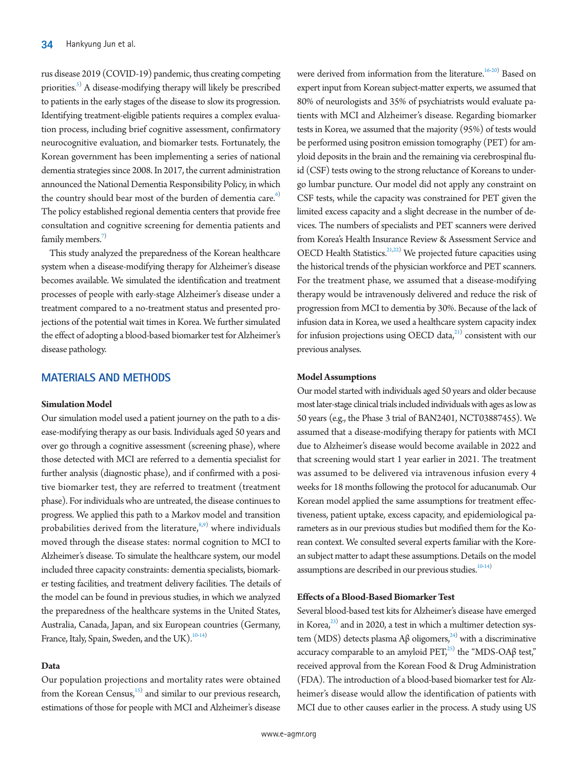rus disease 2019 (COVID-19) pandemic, thus creating competing priorities.[5] A disease-modifying therapy will likely be prescribed to patients in the early stages of the disease to slow its progression. Identifying treatment-eligible patients requires a complex evaluation process, including brief cognitive assessment, confirmatory neurocognitive evaluation, and biomarker tests. Fortunately, the Korean government has been implementing a series of national dementia strategies since 2008. In 2017, the current administration announced the National Dementia Responsibility Policy, in which the country should bear most of the burden of dementia care.[6] The policy established regional dementia centers that provide free consultation and cognitive screening for dementia patients and family members.[7]

This study analyzed the preparedness of the Korean healthcare system when a disease-modifying therapy for Alzheimer's disease becomes available. We simulated the identification and treatment processes of people with early-stage Alzheimer's disease under a treatment compared to a no-treatment status and presented projections of the potential wait times in Korea. We further simulated the effect of adopting a blood-based biomarker test for Alzheimer's disease pathology.

## MATERIALS AND METHODS

### Simulation Model

Our simulation model used a patient journey on the path to a disease-modifying therapy as our basis. Individuals aged 50 years and over go through a cognitive assessment (screening phase), where those detected with MCI are referred to a dementia specialist for further analysis (diagnostic phase), and if confirmed with a positive biomarker test, they are referred to treatment (treatment phase). For individuals who are untreated, the disease continues to progress. We applied this path to a Markov model and transition probabilities derived from the literature,[8,9] where individuals moved through the disease states: normal cognition to MCI to Alzheimer's disease. To simulate the healthcare system, our model included three capacity constraints: dementia specialists, biomarker testing facilities, and treatment delivery facilities. The details of the model can be found in previous studies, in which we analyzed the preparedness of the healthcare systems in the United States, Australia, Canada, Japan, and six European countries (Germany, France, Italy, Spain, Sweden, and the UK).[10-14]

### Data

Our population projections and mortality rates were obtained from the Korean Census,[15] and similar to our previous research, estimations of those for people with MCI and Alzheimer's disease were derived from information from the literature.[16-20] Based on expert input from Korean subject-matter experts, we assumed that 80% of neurologists and 35% of psychiatrists would evaluate patients with MCI and Alzheimer's disease. Regarding biomarker tests in Korea, we assumed that the majority (95%) of tests would be performed using positron emission tomography (PET) for amyloid deposits in the brain and the remaining via cerebrospinal fluid (CSF) tests owing to the strong reluctance of Koreans to undergo lumbar puncture. Our model did not apply any constraint on CSF tests, while the capacity was constrained for PET given the limited excess capacity and a slight decrease in the number of devices. The numbers of specialists and PET scanners were derived from Korea's Health Insurance Review & Assessment Service and OECD Health Statistics.[21,22] We projected future capacities using the historical trends of the physician workforce and PET scanners. For the treatment phase, we assumed that a disease-modifying therapy would be intravenously delivered and reduce the risk of progression from MCI to dementia by 30%. Because of the lack of infusion data in Korea, we used a healthcare system capacity index for infusion projections using OECD data,[21] consistent with our previous analyses.

### Model Assumptions

Our model started with individuals aged 50 years and older because most later-stage clinical trials included individuals with ages as low as 50 years (e.g., the Phase 3 trial of BAN2401, NCT03887455). We assumed that a disease-modifying therapy for patients with MCI due to Alzheimer's disease would become available in 2022 and that screening would start 1 year earlier in 2021. The treatment was assumed to be delivered via intravenous infusion every 4 weeks for 18 months following the protocol for aducanumab. Our Korean model applied the same assumptions for treatment effectiveness, patient uptake, excess capacity, and epidemiological parameters as in our previous studies but modified them for the Korean context. We consulted several experts familiar with the Korean subject matter to adapt these assumptions. Details on the model assumptions are described in our previous studies.[10-14]

### Effects of a Blood-Based Biomarker Test

Several blood-based test kits for Alzheimer's disease have emerged in Korea,[23] and in 2020, a test in which a multimer detection system (MDS) detects plasma Aβ oligomers,[24] with a discriminative accuracy comparable to an amyloid PET,[25] the "MDS-OAβ test," received approval from the Korean Food & Drug Administration (FDA). The introduction of a blood-based biomarker test for Alzheimer's disease would allow the identification of patients with MCI due to other causes earlier in the process. A study using US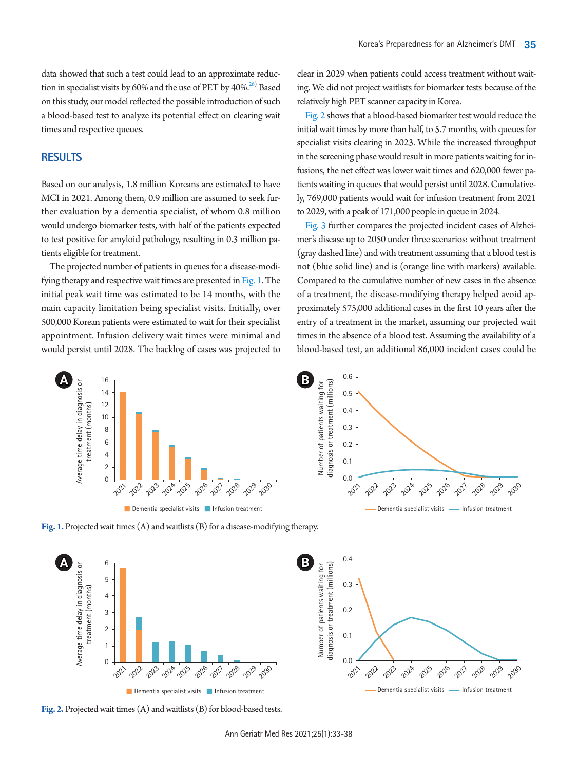data showed that such a test could lead to an approximate reduction in specialist visits by 60% and the use of PET by 40%.[26] Based on this study, our model reflected the possible introduction of such a blood-based test to analyze its potential effect on clearing wait times and respective queues.

## RESULTS

Based on our analysis, 1.8 million Koreans are estimated to have MCI in 2021. Among them, 0.9 million are assumed to seek further evaluation by a dementia specialist, of whom 0.8 million would undergo biomarker tests, with half of the patients expected to test positive for amyloid pathology, resulting in 0.3 million patients eligible for treatment.

The projected number of patients in queues for a disease-modifying therapy and respective wait times are presented in Fig. 1. The initial peak wait time was estimated to be 14 months, with the main capacity limitation being specialist visits. Initially, over 500,000 Korean patients were estimated to wait for their specialist appointment. Infusion delivery wait times were minimal and would persist until 2028. The backlog of cases was projected to clear in 2029 when patients could access treatment without waiting. We did not project waitlists for biomarker tests because of the relatively high PET scanner capacity in Korea.

Fig. 2 shows that a blood-based biomarker test would reduce the initial wait times by more than half, to 5.7 months, with queues for specialist visits clearing in 2023. While the increased throughput in the screening phase would result in more patients waiting for infusions, the net effect was lower wait times and 620,000 fewer patients waiting in queues that would persist until 2028. Cumulatively, 769,000 patients would wait for infusion treatment from 2021 to 2029, with a peak of 171,000 people in queue in 2024.

Fig. 3 further compares the projected incident cases of Alzheimer's disease up to 2050 under three scenarios: without treatment (gray dashed line) and with treatment assuming that a blood test is not (blue solid line) and is (orange line with markers) available. Compared to the cumulative number of new cases in the absence of a treatment, the disease-modifying therapy helped avoid approximately 575,000 additional cases in the first 10 years after the entry of a treatment in the market, assuming our projected wait times in the absence of a blood test. Assuming the availability of a blood-based test, an additional 86,000 incident cases could be

**Fig. 1.** Projected wait times (A) and waitlists (B) for a disease-modifying therapy.

**Fig. 2.** Projected wait times (A) and waitlists (B) for blood-based tests.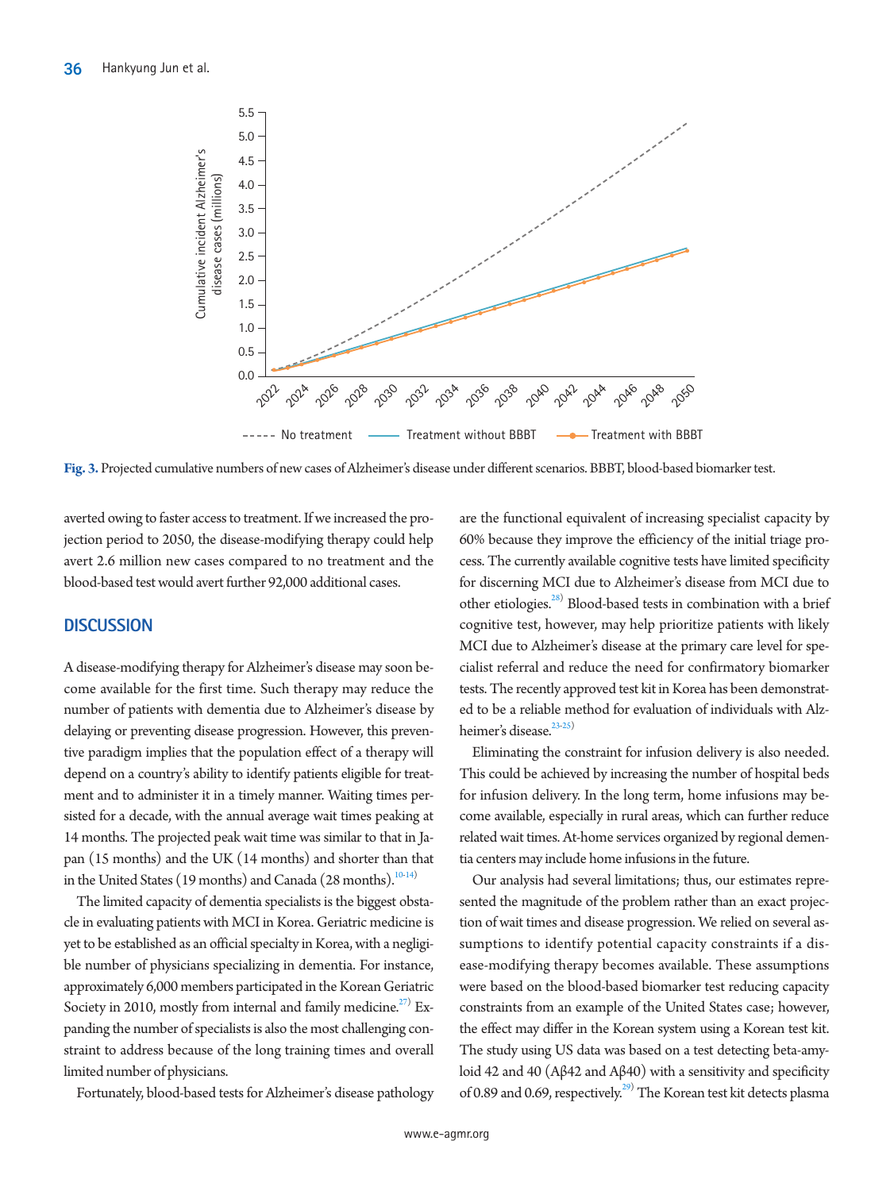Fig. 3. Projected cumulative numbers of new cases of Alzheimer's disease under different scenarios. BBBT, blood-based biomarker test.

averted owing to faster access to treatment. If we increased the projection period to 2050, the disease-modifying therapy could help avert 2.6 million new cases compared to no treatment and the blood-based test would avert further 92,000 additional cases.

## DISCUSSION

A disease-modifying therapy for Alzheimer's disease may soon become available for the first time. Such therapy may reduce the number of patients with dementia due to Alzheimer's disease by delaying or preventing disease progression. However, this preventive paradigm implies that the population effect of a therapy will depend on a country's ability to identify patients eligible for treatment and to administer it in a timely manner. Waiting times persisted for a decade, with the annual average wait times peaking at 14 months. The projected peak wait time was similar to that in Japan (15 months) and the UK (14 months) and shorter than that in the United States (19 months) and Canada (28 months).[10-14]

The limited capacity of dementia specialists is the biggest obstacle in evaluating patients with MCI in Korea. Geriatric medicine is yet to be established as an official specialty in Korea, with a negligible number of physicians specializing in dementia. For instance, approximately 6,000 members participated in the Korean Geriatric Society in 2010, mostly from internal and family medicine.[27] Expanding the number of specialists is also the most challenging constraint to address because of the long training times and overall limited number of physicians.

Fortunately, blood-based tests for Alzheimer's disease pathology are the functional equivalent of increasing specialist capacity by 60% because they improve the efficiency of the initial triage process. The currently available cognitive tests have limited specificity for discerning MCI due to Alzheimer's disease from MCI due to other etiologies.[28] Blood-based tests in combination with a brief cognitive test, however, may help prioritize patients with likely MCI due to Alzheimer's disease at the primary care level for specialist referral and reduce the need for confirmatory biomarker tests. The recently approved test kit in Korea has been demonstrated to be a reliable method for evaluation of individuals with Alzheimer's disease.[23-25]

Eliminating the constraint for infusion delivery is also needed. This could be achieved by increasing the number of hospital beds for infusion delivery. In the long term, home infusions may become available, especially in rural areas, which can further reduce related wait times. At-home services organized by regional dementia centers may include home infusions in the future.

Our analysis had several limitations; thus, our estimates represented the magnitude of the problem rather than an exact projection of wait times and disease progression. We relied on several assumptions to identify potential capacity constraints if a disease-modifying therapy becomes available. These assumptions were based on the blood-based biomarker test reducing capacity constraints from an example of the United States case; however, the effect may differ in the Korean system using a Korean test kit. The study using US data was based on a test detecting beta-amyloid 42 and 40 (Aβ42 and Aβ40) with a sensitivity and specificity of 0.89 and 0.69, respectively.[29] The Korean test kit detects plasma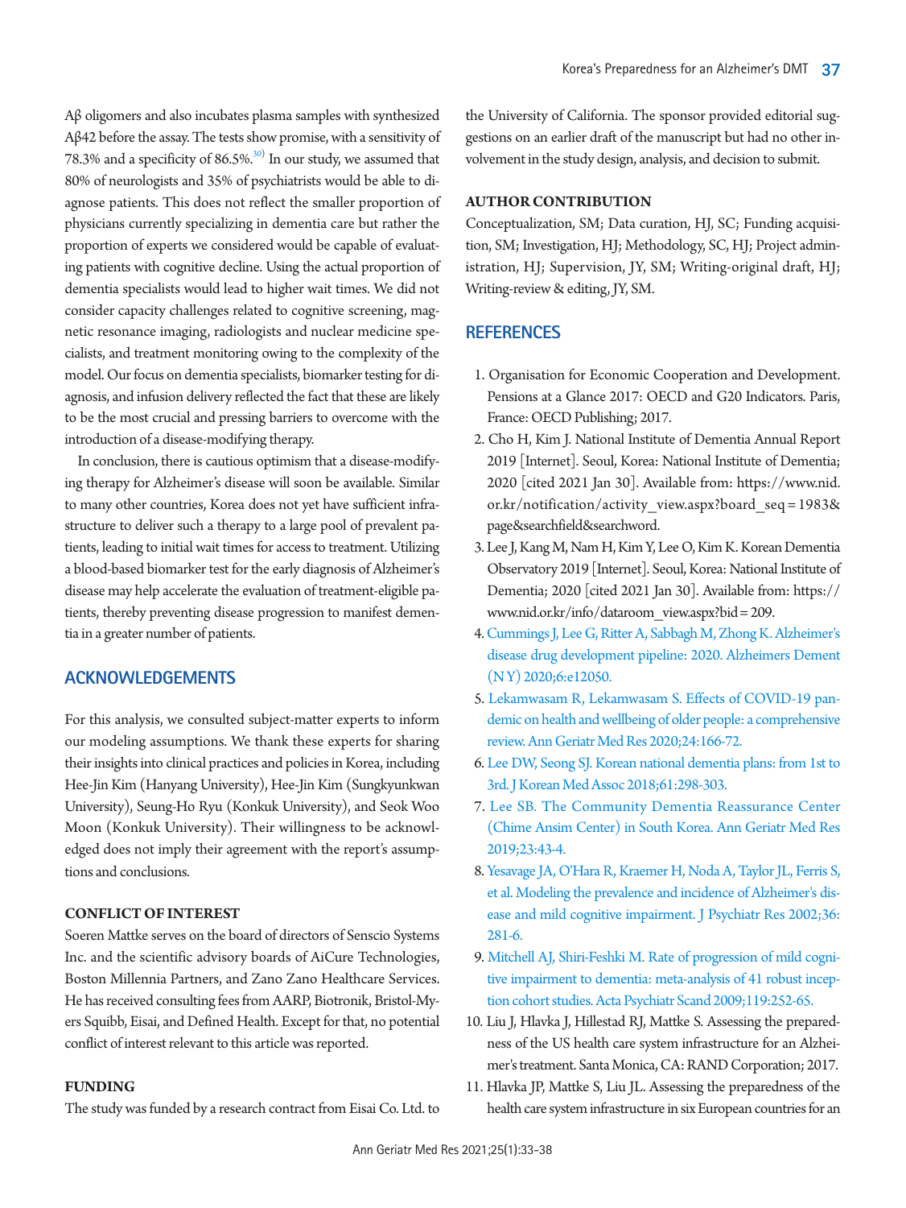Aβ oligomers and also incubates plasma samples with synthesized Aβ42 before the assay. The tests show promise, with a sensitivity of 78.3% and a specificity of 86.5%.[30] In our study, we assumed that 80% of neurologists and 35% of psychiatrists would be able to diagnose patients. This does not reflect the smaller proportion of physicians currently specializing in dementia care but rather the proportion of experts we considered would be capable of evaluating patients with cognitive decline. Using the actual proportion of dementia specialists would lead to higher wait times. We did not consider capacity challenges related to cognitive screening, magnetic resonance imaging, radiologists and nuclear medicine specialists, and treatment monitoring owing to the complexity of the model. Our focus on dementia specialists, biomarker testing for diagnosis, and infusion delivery reflected the fact that these are likely to be the most crucial and pressing barriers to overcome with the introduction of a disease-modifying therapy.

In conclusion, there is cautious optimism that a disease-modifying therapy for Alzheimer's disease will soon be available. Similar to many other countries, Korea does not yet have sufficient infrastructure to deliver such a therapy to a large pool of prevalent patients, leading to initial wait times for access to treatment. Utilizing a blood-based biomarker test for the early diagnosis of Alzheimer's disease may help accelerate the evaluation of treatment-eligible patients, thereby preventing disease progression to manifest dementia in a greater number of patients.

## ACKNOWLEDGEMENTS

For this analysis, we consulted subject-matter experts to inform our modeling assumptions. We thank these experts for sharing their insights into clinical practices and policies in Korea, including Hee-Jin Kim (Hanyang University), Hee-Jin Kim (Sungkyunkwan University), Seung-Ho Ryu (Konkuk University), and Seok Woo Moon (Konkuk University). Their willingness to be acknowledged does not imply their agreement with the report's assumptions and conclusions.

### CONFLICT OF INTEREST

Soeren Mattke serves on the board of directors of Senscio Systems Inc. and the scientific advisory boards of AiCure Technologies, Boston Millennia Partners, and Zano Zano Healthcare Services. He has received consulting fees from AARP, Biotronik, Bristol-Myers Squibb, Eisai, and Defined Health. Except for that, no potential conflict of interest relevant to this article was reported.

### FUNDING

The study was funded by a research contract from Eisai Co. Ltd. to the University of California. The sponsor provided editorial suggestions on an earlier draft of the manuscript but had no other involvement in the study design, analysis, and decision to submit.

### AUTHOR CONTRIBUTION

Conceptualization, SM; Data curation, HJ, SC; Funding acquisition, SM; Investigation, HJ; Methodology, SC, HJ; Project administration, HJ; Supervision, JY, SM; Writing-original draft, HJ; Writing-review & editing, JY, SM.

## REFERENCES

1. Organisation for Economic Cooperation and Development. Pensions at a Glance 2017: OECD and G20 Indicators. Paris, France: OECD Publishing; 2017.
2. Cho H, Kim J. National Institute of Dementia Annual Report 2019 [Internet]. Seoul, Korea: National Institute of Dementia; 2020 [cited 2021 Jan 30]. Available from: https://www.nid.or.kr/notification/activity_view.aspx?board_seq=1983&page&searchfield&searchword.
3. Lee J, Kang M, Nam H, Kim Y, Lee O, Kim K. Korean Dementia Observatory 2019 [Internet]. Seoul, Korea: National Institute of Dementia; 2020 [cited 2021 Jan 30]. Available from: https://www.nid.or.kr/info/dataroom_view.aspx?bid=209.
4. Cummings J, Lee G, Ritter A, Sabbagh M, Zhong K. Alzheimer's disease drug development pipeline: 2020. Alzheimers Dement (N Y) 2020;6:e12050.
5. Lekamwasam R, Lekamwasam S. Effects of COVID-19 pandemic on health and wellbeing of older people: a comprehensive review. Ann Geriatr Med Res 2020;24:166-72.
6. Lee DW, Seong SJ. Korean national dementia plans: from 1st to 3rd. J Korean Med Assoc 2018;61:298-303.
7. Lee SB. The Community Dementia Reassurance Center (Chime Ansim Center) in South Korea. Ann Geriatr Med Res 2019;23:43-4.
8. Yesavage JA, O'Hara R, Kraemer H, Noda A, Taylor JL, Ferris S, et al. Modeling the prevalence and incidence of Alzheimer's disease and mild cognitive impairment. J Psychiatr Res 2002;36:281-6.
9. Mitchell AJ, Shiri-Feshki M. Rate of progression of mild cognitive impairment to dementia: meta-analysis of 41 robust inception cohort studies. Acta Psychiatr Scand 2009;119:252-65.
10. Liu J, Hlavka J, Hillestad RJ, Mattke S. Assessing the preparedness of the US health care system infrastructure for an Alzheimer's treatment. Santa Monica, CA: RAND Corporation; 2017.
11. Hlavka JP, Mattke S, Liu JL. Assessing the preparedness of the health care system infrastructure in six European countries for an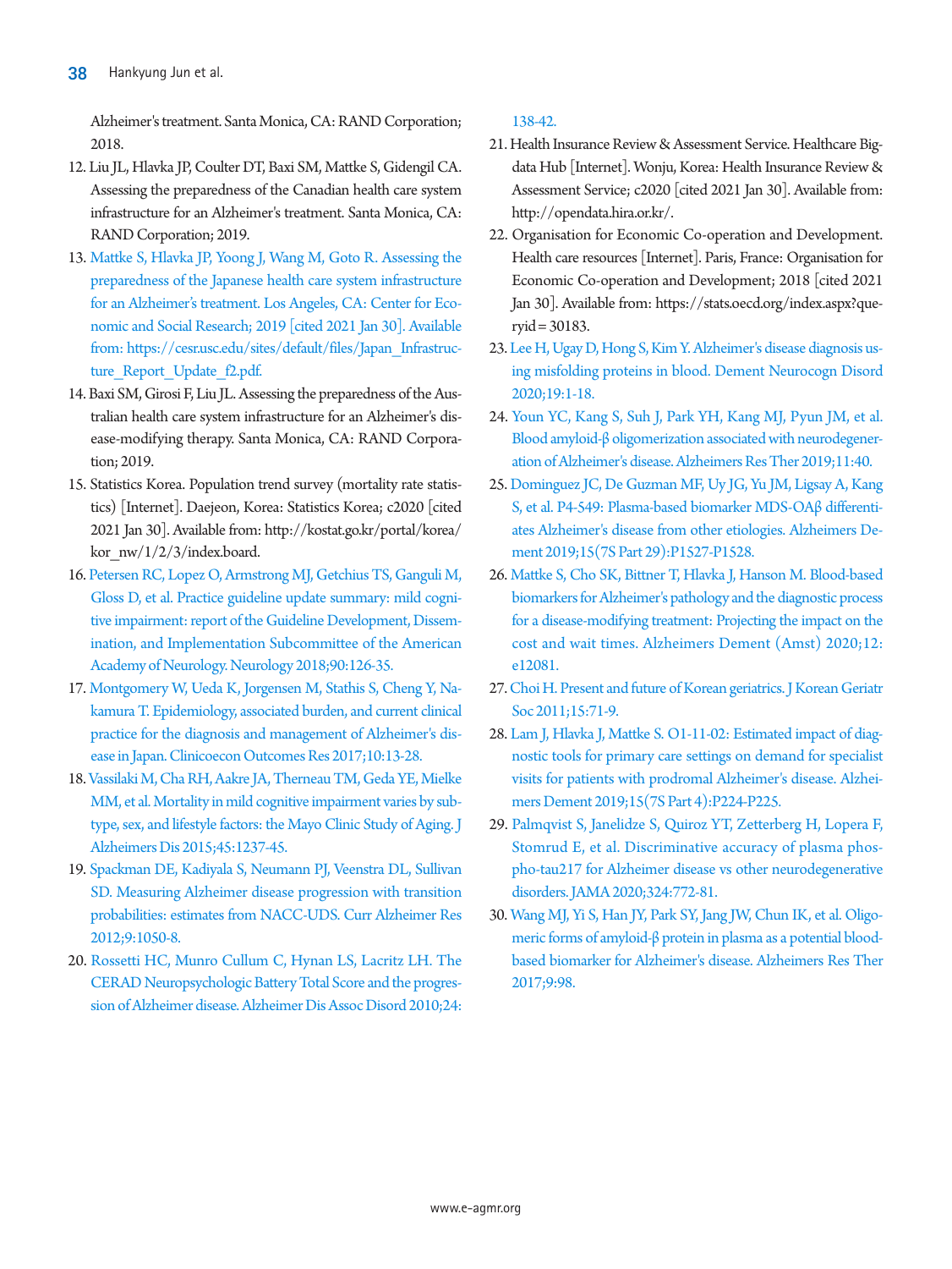Alzheimer's treatment. Santa Monica, CA: RAND Corporation; 2018.

12. Liu JL, Hlavka JP, Coulter DT, Baxi SM, Mattke S, Gidengil CA. Assessing the preparedness of the Canadian health care system infrastructure for an Alzheimer's treatment. Santa Monica, CA: RAND Corporation; 2019.
13. Mattke S, Hlavka JP, Yoong J, Wang M, Goto R. Assessing the preparedness of the Japanese health care system infrastructure for an Alzheimer's treatment. Los Angeles, CA: Center for Economic and Social Research; 2019 [cited 2021 Jan 30]. Available from: https://cesr.usc.edu/sites/default/files/Japan_Infrastructure_Report_Update_f2.pdf.
14. Baxi SM, Girosi F, Liu JL. Assessing the preparedness of the Australian health care system infrastructure for an Alzheimer's disease-modifying therapy. Santa Monica, CA: RAND Corporation; 2019.
15. Statistics Korea. Population trend survey (mortality rate statistics) [Internet]. Daejeon, Korea: Statistics Korea; c2020 [cited 2021 Jan 30]. Available from: http://kostat.go.kr/portal/korea/kor_nw/1/2/3/index.board.
16. Petersen RC, Lopez O, Armstrong MJ, Getchius TS, Ganguli M, Gloss D, et al. Practice guideline update summary: mild cognitive impairment: report of the Guideline Development, Dissemination, and Implementation Subcommittee of the American Academy of Neurology. Neurology 2018;90:126-35.
17. Montgomery W, Ueda K, Jorgensen M, Stathis S, Cheng Y, Nakamura T. Epidemiology, associated burden, and current clinical practice for the diagnosis and management of Alzheimer's disease in Japan. Clinicoecon Outcomes Res 2017;10:13-28.
18. Vassilaki M, Cha RH, Aakre JA, Therneau TM, Geda YE, Mielke MM, et al. Mortality in mild cognitive impairment varies by subtype, sex, and lifestyle factors: the Mayo Clinic Study of Aging. J Alzheimers Dis 2015;45:1237-45.
19. Spackman DE, Kadiyala S, Neumann PJ, Veenstra DL, Sullivan SD. Measuring Alzheimer disease progression with transition probabilities: estimates from NACC-UDS. Curr Alzheimer Res 2012;9:1050-8.
20. Rossetti HC, Munro Cullum C, Hynan LS, Lacritz LH. The CERAD Neuropsychologic Battery Total Score and the progression of Alzheimer disease. Alzheimer Dis Assoc Disord 2010;24:138-42.
21. Health Insurance Review & Assessment Service. Healthcare Bigdata Hub [Internet]. Wonju, Korea: Health Insurance Review & Assessment Service; c2020 [cited 2021 Jan 30]. Available from: http://opendata.hira.or.kr/.
22. Organisation for Economic Co-operation and Development. Health care resources [Internet]. Paris, France: Organisation for Economic Co-operation and Development; 2018 [cited 2021 Jan 30]. Available from: https://stats.oecd.org/index.aspx?queryid=30183.
23. Lee H, Ugay D, Hong S, Kim Y. Alzheimer's disease diagnosis using misfolding proteins in blood. Dement Neurocogn Disord 2020;19:1-18.
24. Youn YC, Kang S, Suh J, Park YH, Kang MJ, Pyun JM, et al. Blood amyloid-β oligomerization associated with neurodegeneration of Alzheimer's disease. Alzheimers Res Ther 2019;11:40.
25. Dominguez JC, De Guzman MF, Uy JG, Yu JM, Ligsay A, Kang S, et al. P4-549: Plasma-based biomarker MDS-OAβ differentiates Alzheimer's disease from other etiologies. Alzheimers Dement 2019;15(7S Part 29):P1527-P1528.
26. Mattke S, Cho SK, Bittner T, Hlavka J, Hanson M. Blood-based biomarkers for Alzheimer's pathology and the diagnostic process for a disease-modifying treatment: Projecting the impact on the cost and wait times. Alzheimers Dement (Amst) 2020;12:e12081.
27. Choi H. Present and future of Korean geriatrics. J Korean Geriatr Soc 2011;15:71-9.
28. Lam J, Hlavka J, Mattke S. O1-11-02: Estimated impact of diagnostic tools for primary care settings on demand for specialist visits for patients with prodromal Alzheimer's disease. Alzheimers Dement 2019;15(7S Part 4):P224-P225.
29. Palmqvist S, Janelidze S, Quiroz YT, Zetterberg H, Lopera F, Stomrud E, et al. Discriminative accuracy of plasma phospho-tau217 for Alzheimer disease vs other neurodegenerative disorders. JAMA 2020;324:772-81.
30. Wang MJ, Yi S, Han JY, Park SY, Jang JW, Chun IK, et al. Oligomeric forms of amyloid-β protein in plasma as a potential blood-based biomarker for Alzheimer's disease. Alzheimers Res Ther 2017;9:98.